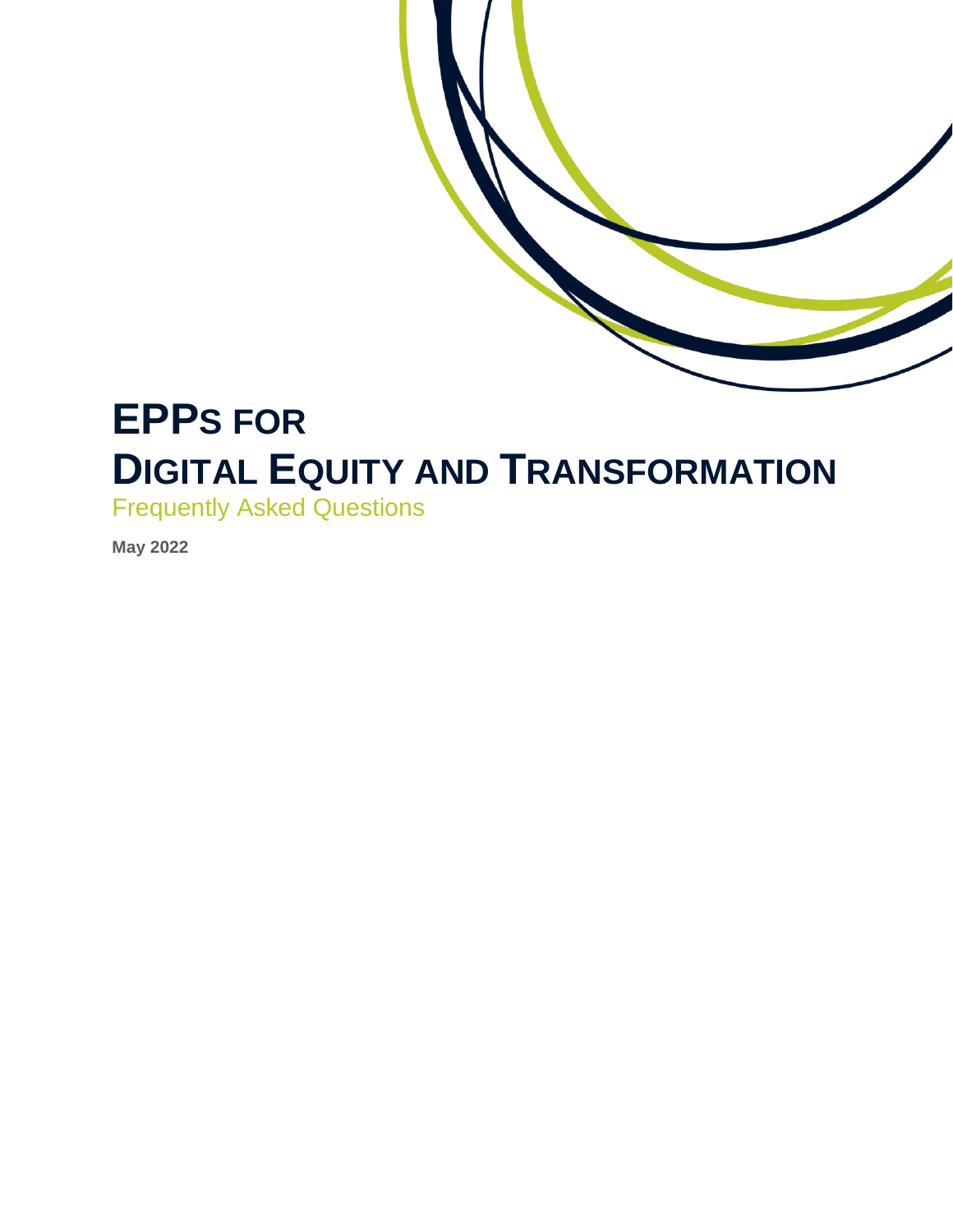# EPPs FOR DIGITAL EQUITY AND TRANSFORMATION

## Frequently Asked Questions

**May 2022**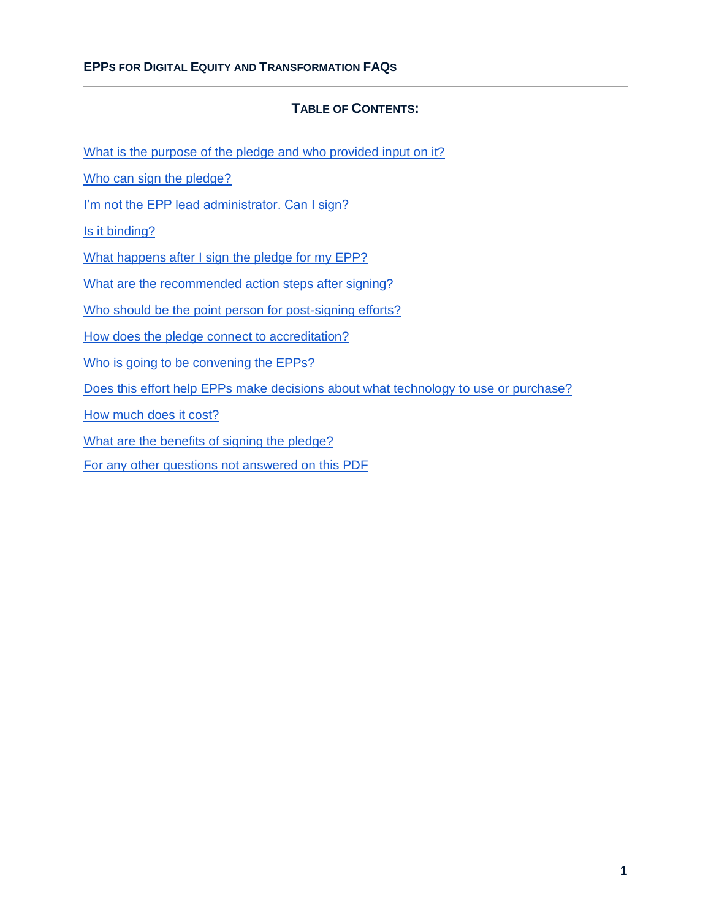**EPPs for Digital Equity and Transformation FAQs**

---

## Table of Contents:

- What is the purpose of the pledge and who provided input on it?
- Who can sign the pledge?
- I'm not the EPP lead administrator. Can I sign?
- Is it binding?
- What happens after I sign the pledge for my EPP?
- What are the recommended action steps after signing?
- Who should be the point person for post-signing efforts?
- How does the pledge connect to accreditation?
- Who is going to be convening the EPPs?
- Does this effort help EPPs make decisions about what technology to use or purchase?
- How much does it cost?
- What are the benefits of signing the pledge?
- For any other questions not answered on this PDF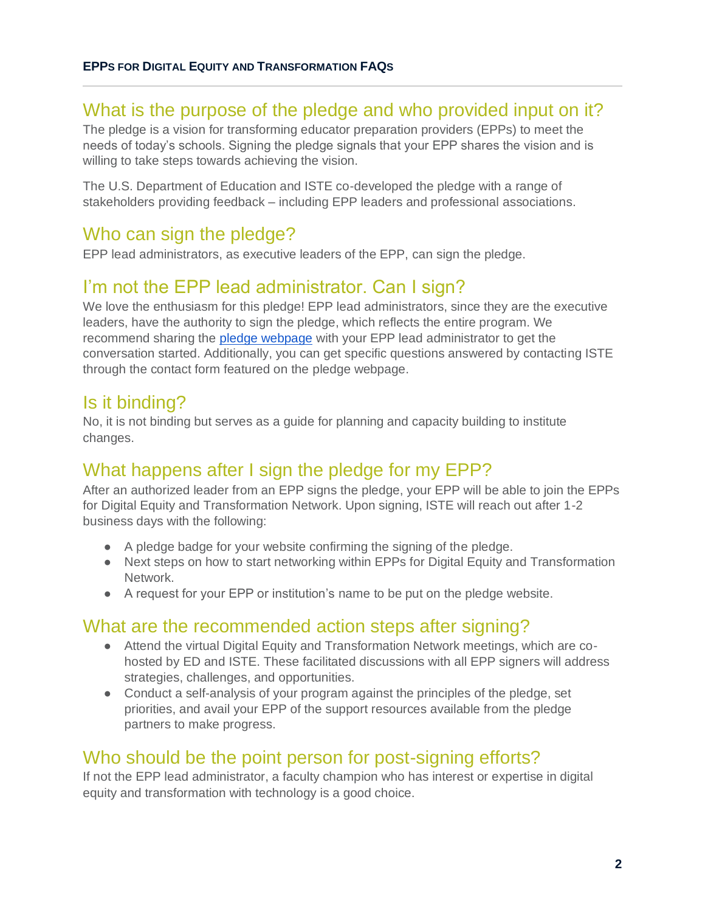## What is the purpose of the pledge and who provided input on it?

The pledge is a vision for transforming educator preparation providers (EPPs) to meet the needs of today's schools. Signing the pledge signals that your EPP shares the vision and is willing to take steps towards achieving the vision.

The U.S. Department of Education and ISTE co-developed the pledge with a range of stakeholders providing feedback – including EPP leaders and professional associations.

## Who can sign the pledge?

EPP lead administrators, as executive leaders of the EPP, can sign the pledge.

## I'm not the EPP lead administrator. Can I sign?

We love the enthusiasm for this pledge! EPP lead administrators, since they are the executive leaders, have the authority to sign the pledge, which reflects the entire program. We recommend sharing the [pledge webpage]() with your EPP lead administrator to get the conversation started. Additionally, you can get specific questions answered by contacting ISTE through the contact form featured on the pledge webpage.

## Is it binding?

No, it is not binding but serves as a guide for planning and capacity building to institute changes.

## What happens after I sign the pledge for my EPP?

After an authorized leader from an EPP signs the pledge, your EPP will be able to join the EPPs for Digital Equity and Transformation Network. Upon signing, ISTE will reach out after 1-2 business days with the following:

- A pledge badge for your website confirming the signing of the pledge.
- Next steps on how to start networking within EPPs for Digital Equity and Transformation Network.
- A request for your EPP or institution's name to be put on the pledge website.

## What are the recommended action steps after signing?

- Attend the virtual Digital Equity and Transformation Network meetings, which are co-hosted by ED and ISTE. These facilitated discussions with all EPP signers will address strategies, challenges, and opportunities.
- Conduct a self-analysis of your program against the principles of the pledge, set priorities, and avail your EPP of the support resources available from the pledge partners to make progress.

## Who should be the point person for post-signing efforts?

If not the EPP lead administrator, a faculty champion who has interest or expertise in digital equity and transformation with technology is a good choice.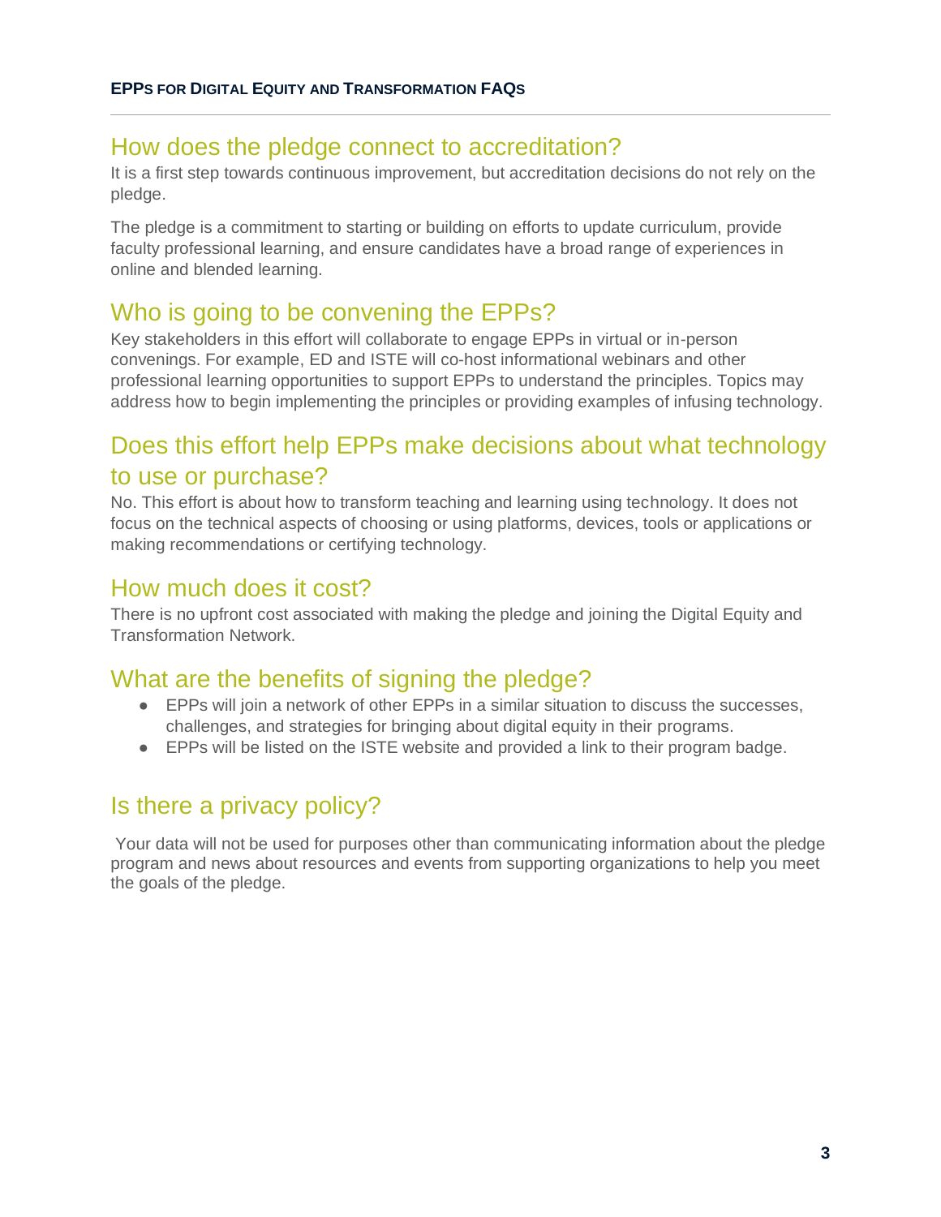## How does the pledge connect to accreditation?

It is a first step towards continuous improvement, but accreditation decisions do not rely on the pledge.

The pledge is a commitment to starting or building on efforts to update curriculum, provide faculty professional learning, and ensure candidates have a broad range of experiences in online and blended learning.

## Who is going to be convening the EPPs?

Key stakeholders in this effort will collaborate to engage EPPs in virtual or in-person convenings. For example, ED and ISTE will co-host informational webinars and other professional learning opportunities to support EPPs to understand the principles. Topics may address how to begin implementing the principles or providing examples of infusing technology.

## Does this effort help EPPs make decisions about what technology to use or purchase?

No. This effort is about how to transform teaching and learning using technology. It does not focus on the technical aspects of choosing or using platforms, devices, tools or applications or making recommendations or certifying technology.

## How much does it cost?

There is no upfront cost associated with making the pledge and joining the Digital Equity and Transformation Network.

## What are the benefits of signing the pledge?

- EPPs will join a network of other EPPs in a similar situation to discuss the successes, challenges, and strategies for bringing about digital equity in their programs.
- EPPs will be listed on the ISTE website and provided a link to their program badge.

## Is there a privacy policy?

Your data will not be used for purposes other than communicating information about the pledge program and news about resources and events from supporting organizations to help you meet the goals of the pledge.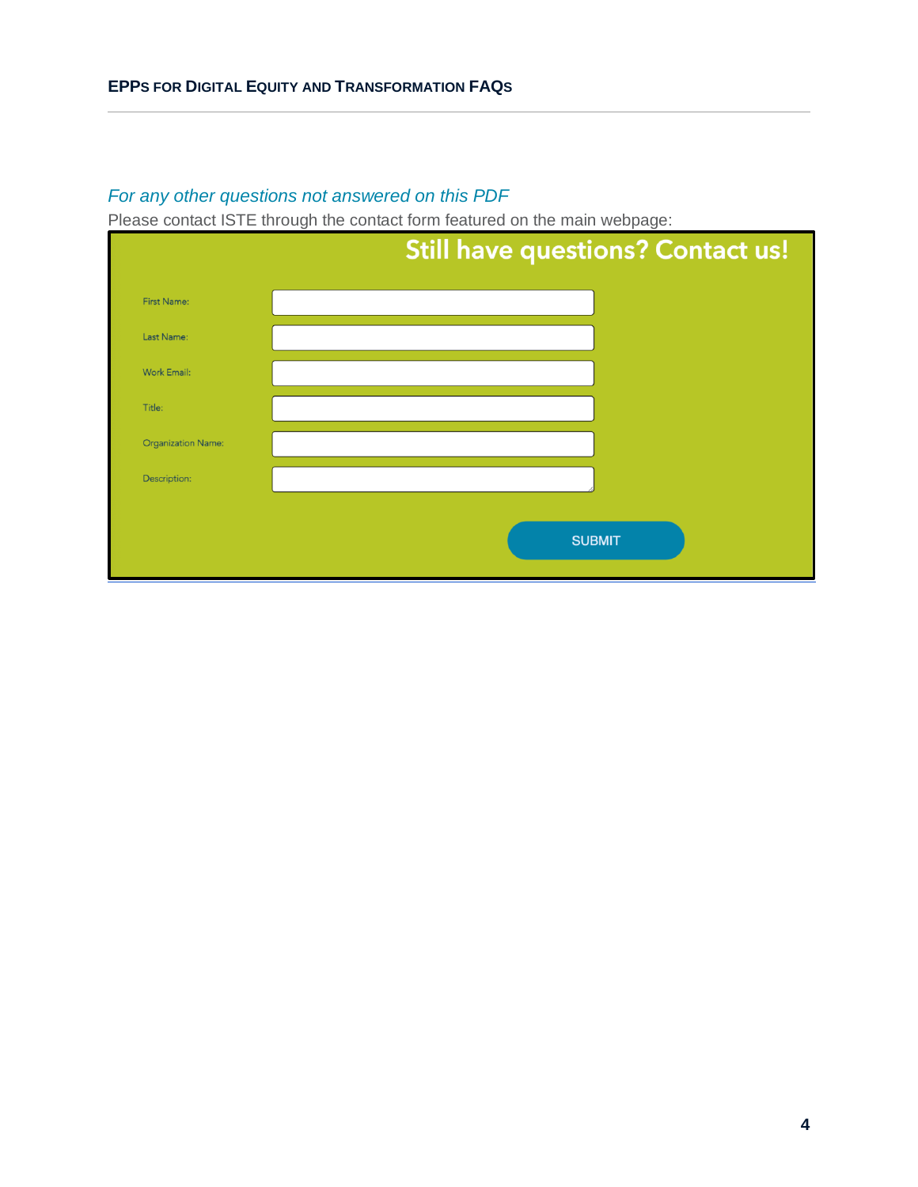*For any other questions not answered on this PDF*

Please contact ISTE through the contact form featured on the main webpage:

**Still have questions? Contact us!**

First Name:

Last Name:

Work Email:

Title:

Organization Name:

Description:

SUBMIT